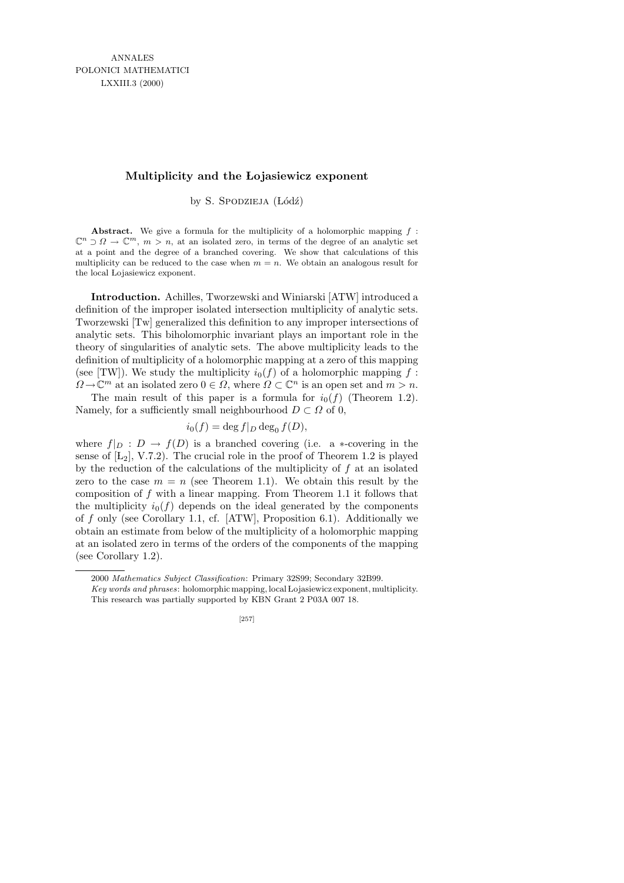# Multiplicity and the Łojasiewicz exponent

by S. Spodzieja (Łódź)

**Abstract.** We give a formula for the multiplicity of a holomorphic mapping $f : \mathbb{C}^n \supset \Omega \to \mathbb{C}^m$, $m > n$, at an isolated zero, in terms of the degree of an analytic set at a point and the degree of a branched covering. We show that calculations of this multiplicity can be reduced to the case when $m = n$. We obtain an analogous result for the local Łojasiewicz exponent.

**Introduction.** Achilles, Tworzewski and Winiarski [ATW] introduced a definition of the improper isolated intersection multiplicity of analytic sets. Tworzewski [Tw] generalized this definition to any improper intersections of analytic sets. This biholomorphic invariant plays an important role in the theory of singularities of analytic sets. The above multiplicity leads to the definition of multiplicity of a holomorphic mapping at a zero of this mapping (see [TW]). We study the multiplicity $i_0(f)$ of a holomorphic mapping $f : \Omega \to \mathbb{C}^m$ at an isolated zero $0 \in \Omega$, where $\Omega \subset \mathbb{C}^n$ is an open set and $m > n$.

The main result of this paper is a formula for $i_0(f)$ (Theorem 1.2). Namely, for a sufficiently small neighbourhood $D \subset \Omega$ of 0,

$$i_0(f) = \deg f|_D \deg_0 f(D),$$

where $f|_D : D \to f(D)$ is a branched covering (i.e. a $*$-covering in the sense of [$\mathrm{L}_2$], V.7.2). The crucial role in the proof of Theorem 1.2 is played by the reduction of the calculations of the multiplicity of $f$ at an isolated zero to the case $m = n$ (see Theorem 1.1). We obtain this result by the composition of $f$ with a linear mapping. From Theorem 1.1 it follows that the multiplicity $i_0(f)$ depends on the ideal generated by the components of $f$ only (see Corollary 1.1, cf. [ATW], Proposition 6.1). Additionally we obtain an estimate from below of the multiplicity of a holomorphic mapping at an isolated zero in terms of the orders of the components of the mapping (see Corollary 1.2).

---

2000 *Mathematics Subject Classification*: Primary 32S99; Secondary 32B99.

*Key words and phrases*: holomorphic mapping, local Łojasiewicz exponent, multiplicity.

This research was partially supported by KBN Grant 2 P03A 007 18.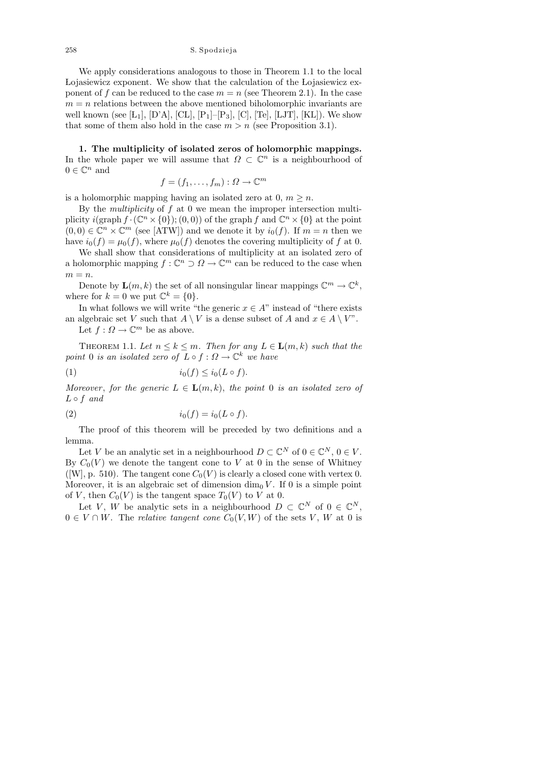We apply considerations analogous to those in Theorem 1.1 to the local Łojasiewicz exponent. We show that the calculation of the Łojasiewicz exponent of $f$ can be reduced to the case $m = n$ (see Theorem 2.1). In the case $m = n$ relations between the above mentioned biholomorphic invariants are well known (see [$L_1$], [D'A], [CL], [$P_1$]–[$P_3$], [C], [Te], [LJT], [KL]). We show that some of them also hold in the case $m > n$ (see Proposition 3.1).

**1. The multiplicity of isolated zeros of holomorphic mappings.** In the whole paper we will assume that $\Omega \subset \mathbb{C}^n$ is a neighbourhood of $0 \in \mathbb{C}^n$ and

$$f = (f_1, \ldots, f_m) : \Omega \to \mathbb{C}^m$$

is a holomorphic mapping having an isolated zero at 0, $m \geq n$.

By the *multiplicity* of $f$ at 0 we mean the improper intersection multiplicity $i(\operatorname{graph} f \cdot (\mathbb{C}^n \times \{0\}); (0, 0))$ of the graph $f$ and $\mathbb{C}^n \times \{0\}$ at the point $(0, 0) \in \mathbb{C}^n \times \mathbb{C}^m$ (see [ATW]) and we denote it by $i_0(f)$. If $m = n$ then we have $i_0(f) = \mu_0(f)$, where $\mu_0(f)$ denotes the covering multiplicity of $f$ at 0.

We shall show that considerations of multiplicity at an isolated zero of a holomorphic mapping $f : \mathbb{C}^n \supset \Omega \to \mathbb{C}^m$ can be reduced to the case when $m = n$.

Denote by $\mathbf{L}(m, k)$ the set of all nonsingular linear mappings $\mathbb{C}^m \to \mathbb{C}^k$, where for $k = 0$ we put $\mathbb{C}^k = \{0\}$.

In what follows we will write "the generic $x \in A$" instead of "there exists an algebraic set $V$ such that $A \setminus V$ is a dense subset of $A$ and $x \in A \setminus V$".

Let $f : \Omega \to \mathbb{C}^m$ be as above.

THEOREM 1.1. *Let $n \leq k \leq m$. Then for any $L \in \mathbf{L}(m, k)$ such that the point 0 is an isolated zero of $L \circ f : \Omega \to \mathbb{C}^k$ we have*

$$i_0(f) \leq i_0(L \circ f). \tag{1}$$

*Moreover, for the generic $L \in \mathbf{L}(m, k)$, the point 0 is an isolated zero of $L \circ f$ and*

$$i_0(f) = i_0(L \circ f). \tag{2}$$

The proof of this theorem will be preceded by two definitions and a lemma.

Let $V$ be an analytic set in a neighbourhood $D \subset \mathbb{C}^N$ of $0 \in \mathbb{C}^N$, $0 \in V$. By $C_0(V)$ we denote the tangent cone to $V$ at 0 in the sense of Whitney ([W], p. 510). The tangent cone $C_0(V)$ is clearly a closed cone with vertex 0. Moreover, it is an algebraic set of dimension $\dim_0 V$. If 0 is a simple point of $V$, then $C_0(V)$ is the tangent space $T_0(V)$ to $V$ at 0.

Let $V$, $W$ be analytic sets in a neighbourhood $D \subset \mathbb{C}^N$ of $0 \in \mathbb{C}^N$, $0 \in V \cap W$. The *relative tangent cone* $C_0(V, W)$ of the sets $V$, $W$ at 0 is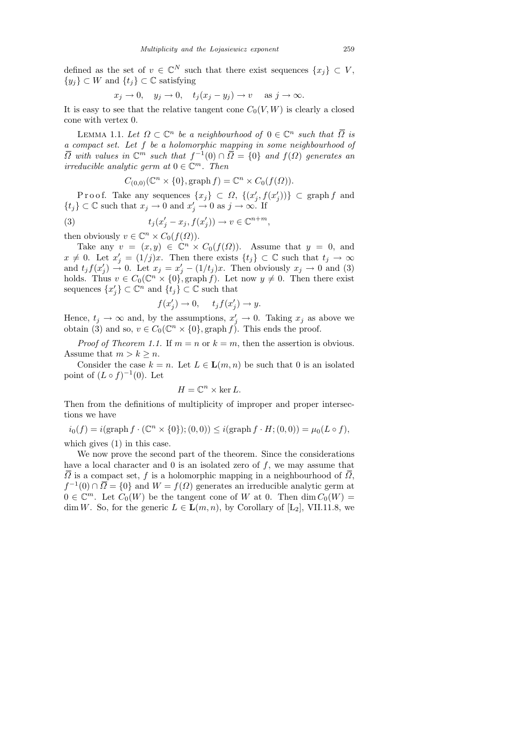defined as the set of $v \in \mathbb{C}^N$ such that there exist sequences $\{x_j\} \subset V$, $\{y_j\} \subset W$ and $\{t_j\} \subset \mathbb{C}$ satisfying

$$x_j \to 0, \quad y_j \to 0, \quad t_j(x_j - y_j) \to v \quad \text{as } j \to \infty.$$

It is easy to see that the relative tangent cone $C_0(V, W)$ is clearly a closed cone with vertex 0.

LEMMA 1.1. *Let $\Omega \subset \mathbb{C}^n$ be a neighbourhood of $0 \in \mathbb{C}^n$ such that $\overline{\Omega}$ is a compact set. Let $f$ be a holomorphic mapping in some neighbourhood of $\overline{\Omega}$ with values in $\mathbb{C}^m$ such that $f^{-1}(0) \cap \overline{\Omega} = \{0\}$ and $f(\Omega)$ generates an irreducible analytic germ at $0 \in \mathbb{C}^m$. Then*

$$C_{(0,0)}(\mathbb{C}^n \times \{0\}, \operatorname{graph} f) = \mathbb{C}^n \times C_0(f(\Omega)).$$

Proof. Take any sequences $\{x_j\} \subset \Omega$, $\{(x'_j, f(x'_j))\} \subset \operatorname{graph} f$ and $\{t_j\} \subset \mathbb{C}$ such that $x_j \to 0$ and $x'_j \to 0$ as $j \to \infty$. If

$$t_j(x'_j - x_j, f(x'_j)) \to v \in \mathbb{C}^{n+m}, \tag{3}$$

then obviously $v \in \mathbb{C}^n \times C_0(f(\Omega))$.

Take any $v = (x, y) \in \mathbb{C}^n \times C_0(f(\Omega))$. Assume that $y = 0$, and $x \neq 0$. Let $x'_j = (1/j)x$. Then there exists $\{t_j\} \subset \mathbb{C}$ such that $t_j \to \infty$ and $t_j f(x'_j) \to 0$. Let $x_j = x'_j - (1/t_j)x$. Then obviously $x_j \to 0$ and (3) holds. Thus $v \in C_0(\mathbb{C}^n \times \{0\}, \operatorname{graph} f)$. Let now $y \neq 0$. Then there exist sequences $\{x'_j\} \subset \mathbb{C}^n$ and $\{t_j\} \subset \mathbb{C}$ such that

$$f(x'_j) \to 0, \quad t_j f(x'_j) \to y.$$

Hence, $t_j \to \infty$ and, by the assumptions, $x'_j \to 0$. Taking $x_j$ as above we obtain (3) and so, $v \in C_0(\mathbb{C}^n \times \{0\}, \operatorname{graph} f)$. This ends the proof.

*Proof of Theorem 1.1.* If $m = n$ or $k = m$, then the assertion is obvious. Assume that $m > k \geq n$.

Consider the case $k = n$. Let $L \in \mathbf{L}(m, n)$ be such that 0 is an isolated point of $(L \circ f)^{-1}(0)$. Let

$$H = \mathbb{C}^n \times \ker L.$$

Then from the definitions of multiplicity of improper and proper intersections we have

$$i_0(f) = i(\operatorname{graph} f \cdot (\mathbb{C}^n \times \{0\}); (0,0)) \leq i(\operatorname{graph} f \cdot H; (0,0)) = \mu_0(L \circ f),$$

which gives (1) in this case.

We now prove the second part of the theorem. Since the considerations have a local character and 0 is an isolated zero of $f$, we may assume that $\overline{\Omega}$ is a compact set, $f$ is a holomorphic mapping in a neighbourhood of $\overline{\Omega}$, $f^{-1}(0) \cap \overline{\Omega} = \{0\}$ and $W = f(\Omega)$ generates an irreducible analytic germ at $0 \in \mathbb{C}^m$. Let $C_0(W)$ be the tangent cone of $W$ at 0. Then $\dim C_0(W) = \dim W$. So, for the generic $L \in \mathbf{L}(m, n)$, by Corollary of [L$_2$], VII.11.8, we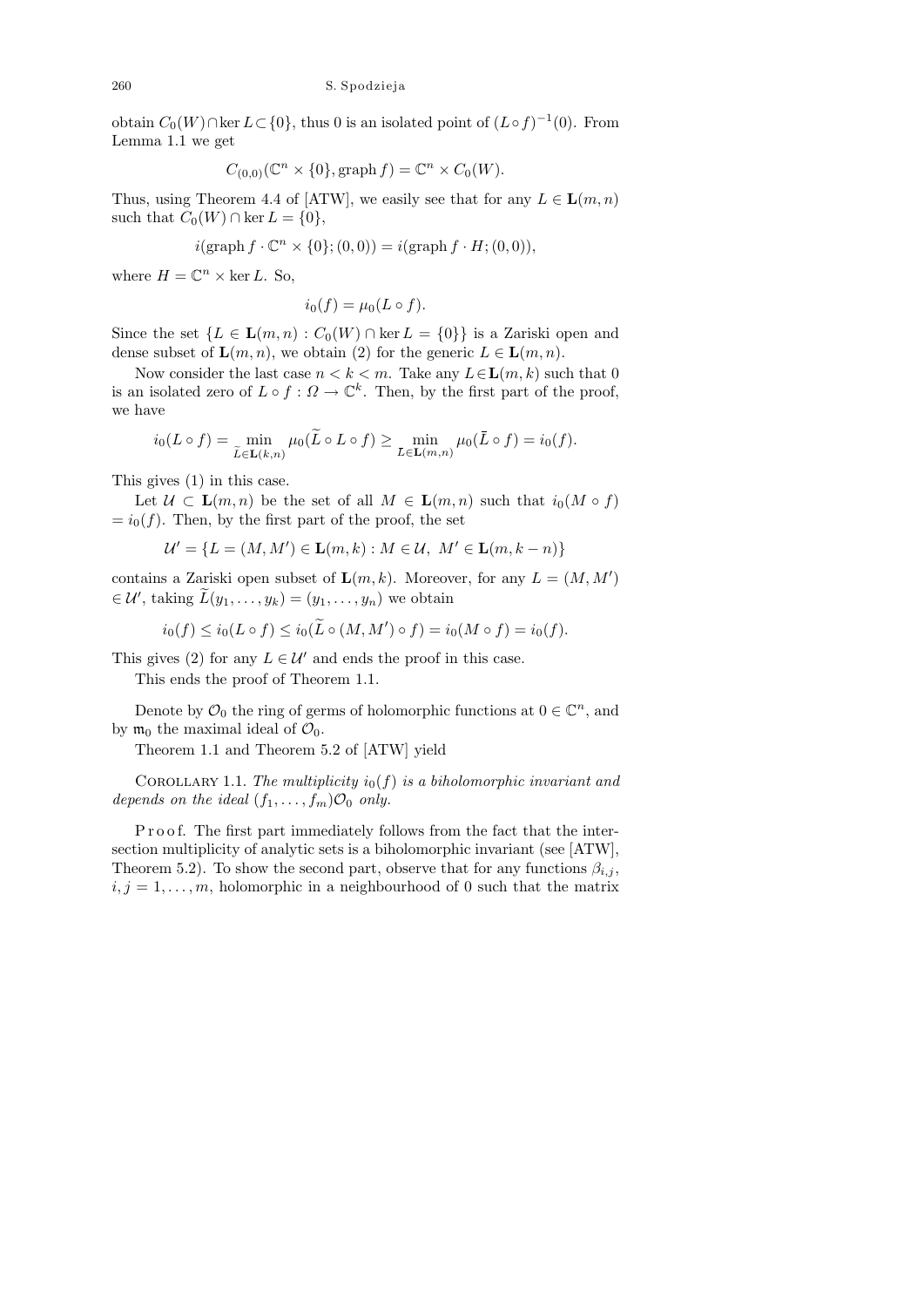obtain $C_0(W) \cap \ker L \subset \{0\}$, thus 0 is an isolated point of $(L \circ f)^{-1}(0)$. From Lemma 1.1 we get

$$C_{(0,0)}(\mathbb{C}^n \times \{0\}, \operatorname{graph} f) = \mathbb{C}^n \times C_0(W).$$

Thus, using Theorem 4.4 of [ATW], we easily see that for any $L \in \mathbf{L}(m, n)$ such that $C_0(W) \cap \ker L = \{0\}$,

$$i(\operatorname{graph} f \cdot \mathbb{C}^n \times \{0\}; (0,0)) = i(\operatorname{graph} f \cdot H; (0,0)),$$

where $H = \mathbb{C}^n \times \ker L$. So,

$$i_0(f) = \mu_0(L \circ f).$$

Since the set $\{L \in \mathbf{L}(m, n) : C_0(W) \cap \ker L = \{0\}\}$ is a Zariski open and dense subset of $\mathbf{L}(m, n)$, we obtain (2) for the generic $L \in \mathbf{L}(m, n)$.

Now consider the last case $n < k < m$. Take any $L \in \mathbf{L}(m, k)$ such that 0 is an isolated zero of $L \circ f : \Omega \to \mathbb{C}^k$. Then, by the first part of the proof, we have

$$i_0(L \circ f) = \min_{\widetilde{L} \in \mathbf{L}(k,n)} \mu_0(\widetilde{L} \circ L \circ f) \geq \min_{L \in \mathbf{L}(m,n)} \mu_0(\bar{L} \circ f) = i_0(f).$$

This gives (1) in this case.

Let $\mathcal{U} \subset \mathbf{L}(m, n)$ be the set of all $M \in \mathbf{L}(m, n)$ such that $i_0(M \circ f) = i_0(f)$. Then, by the first part of the proof, the set

$$\mathcal{U}' = \{L = (M, M') \in \mathbf{L}(m, k) : M \in \mathcal{U},\ M' \in \mathbf{L}(m, k - n)\}$$

contains a Zariski open subset of $\mathbf{L}(m, k)$. Moreover, for any $L = (M, M') \in \mathcal{U}'$, taking $\widetilde{L}(y_1, \ldots, y_k) = (y_1, \ldots, y_n)$ we obtain

$$i_0(f) \leq i_0(L \circ f) \leq i_0(\widetilde{L} \circ (M, M') \circ f) = i_0(M \circ f) = i_0(f).$$

This gives (2) for any $L \in \mathcal{U}'$ and ends the proof in this case.

This ends the proof of Theorem 1.1.

Denote by $\mathcal{O}_0$ the ring of germs of holomorphic functions at $0 \in \mathbb{C}^n$, and by $\mathfrak{m}_0$ the maximal ideal of $\mathcal{O}_0$.

Theorem 1.1 and Theorem 5.2 of [ATW] yield

Corollary 1.1. *The multiplicity $i_0(f)$ is a biholomorphic invariant and depends on the ideal $(f_1, \ldots, f_m)\mathcal{O}_0$ only.*

Proof. The first part immediately follows from the fact that the intersection multiplicity of analytic sets is a biholomorphic invariant (see [ATW], Theorem 5.2). To show the second part, observe that for any functions $\beta_{i,j}$, $i, j = 1, \ldots, m$, holomorphic in a neighbourhood of 0 such that the matrix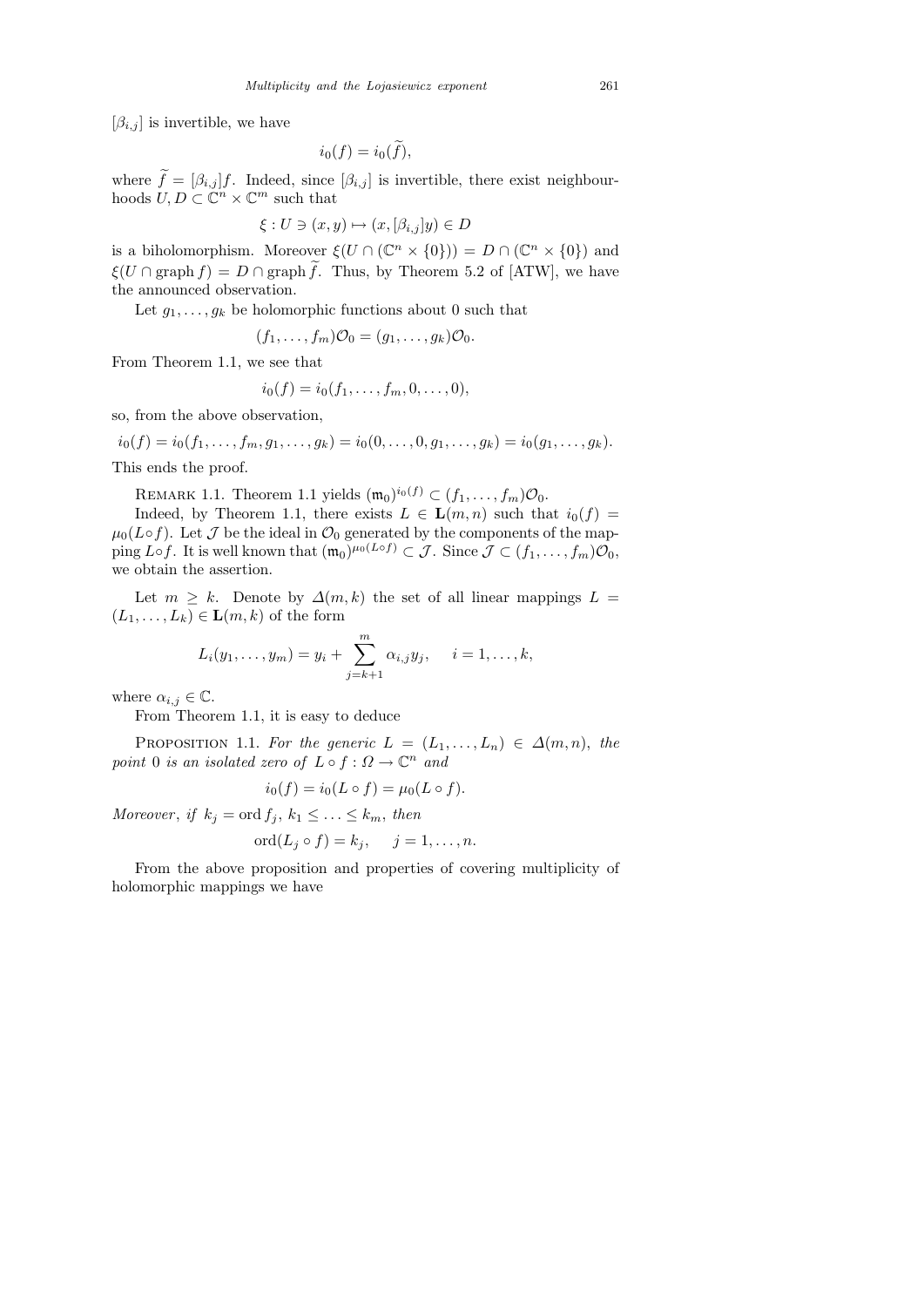$[\beta_{i,j}]$ is invertible, we have

$$i_0(f) = i_0(\widetilde{f}),$$

where $\widetilde{f} = [\beta_{i,j}]f$. Indeed, since $[\beta_{i,j}]$ is invertible, there exist neighbourhoods $U, D \subset \mathbb{C}^n \times \mathbb{C}^m$ such that

$$\xi : U \ni (x, y) \mapsto (x, [\beta_{i,j}]y) \in D$$

is a biholomorphism. Moreover $\xi(U \cap (\mathbb{C}^n \times \{0\})) = D \cap (\mathbb{C}^n \times \{0\})$ and $\xi(U \cap \operatorname{graph} f) = D \cap \operatorname{graph} \widetilde{f}$. Thus, by Theorem 5.2 of [ATW], we have the announced observation.

Let $g_1, \ldots, g_k$ be holomorphic functions about 0 such that

$$(f_1, \ldots, f_m)\mathcal{O}_0 = (g_1, \ldots, g_k)\mathcal{O}_0.$$

From Theorem 1.1, we see that

$$i_0(f) = i_0(f_1, \ldots, f_m, 0, \ldots, 0),$$

so, from the above observation,

$$i_0(f) = i_0(f_1, \ldots, f_m, g_1, \ldots, g_k) = i_0(0, \ldots, 0, g_1, \ldots, g_k) = i_0(g_1, \ldots, g_k).$$

This ends the proof.

Remark 1.1. Theorem 1.1 yields $(\mathfrak{m}_0)^{i_0(f)} \subset (f_1, \ldots, f_m)\mathcal{O}_0$.

Indeed, by Theorem 1.1, there exists $L \in \mathbf{L}(m, n)$ such that $i_0(f) = \mu_0(L \circ f)$. Let $\mathcal{J}$ be the ideal in $\mathcal{O}_0$ generated by the components of the mapping $L \circ f$. It is well known that $(\mathfrak{m}_0)^{\mu_0(L \circ f)} \subset \mathcal{J}$. Since $\mathcal{J} \subset (f_1, \ldots, f_m)\mathcal{O}_0$, we obtain the assertion.

Let $m \geq k$. Denote by $\Delta(m, k)$ the set of all linear mappings $L = (L_1, \ldots, L_k) \in \mathbf{L}(m, k)$ of the form

$$L_i(y_1, \ldots, y_m) = y_i + \sum_{j=k+1}^{m} \alpha_{i,j} y_j, \quad i = 1, \ldots, k,$$

where $\alpha_{i,j} \in \mathbb{C}$.

From Theorem 1.1, it is easy to deduce

Proposition 1.1. *For the generic* $L = (L_1, \ldots, L_n) \in \Delta(m, n)$, *the point* 0 *is an isolated zero of* $L \circ f : \Omega \to \mathbb{C}^n$ *and*

$$i_0(f) = i_0(L \circ f) = \mu_0(L \circ f).$$

*Moreover*, *if* $k_j = \operatorname{ord} f_j$, $k_1 \leq \ldots \leq k_m$, *then*

$$\operatorname{ord}(L_j \circ f) = k_j, \quad j = 1, \ldots, n.$$

From the above proposition and properties of covering multiplicity of holomorphic mappings we have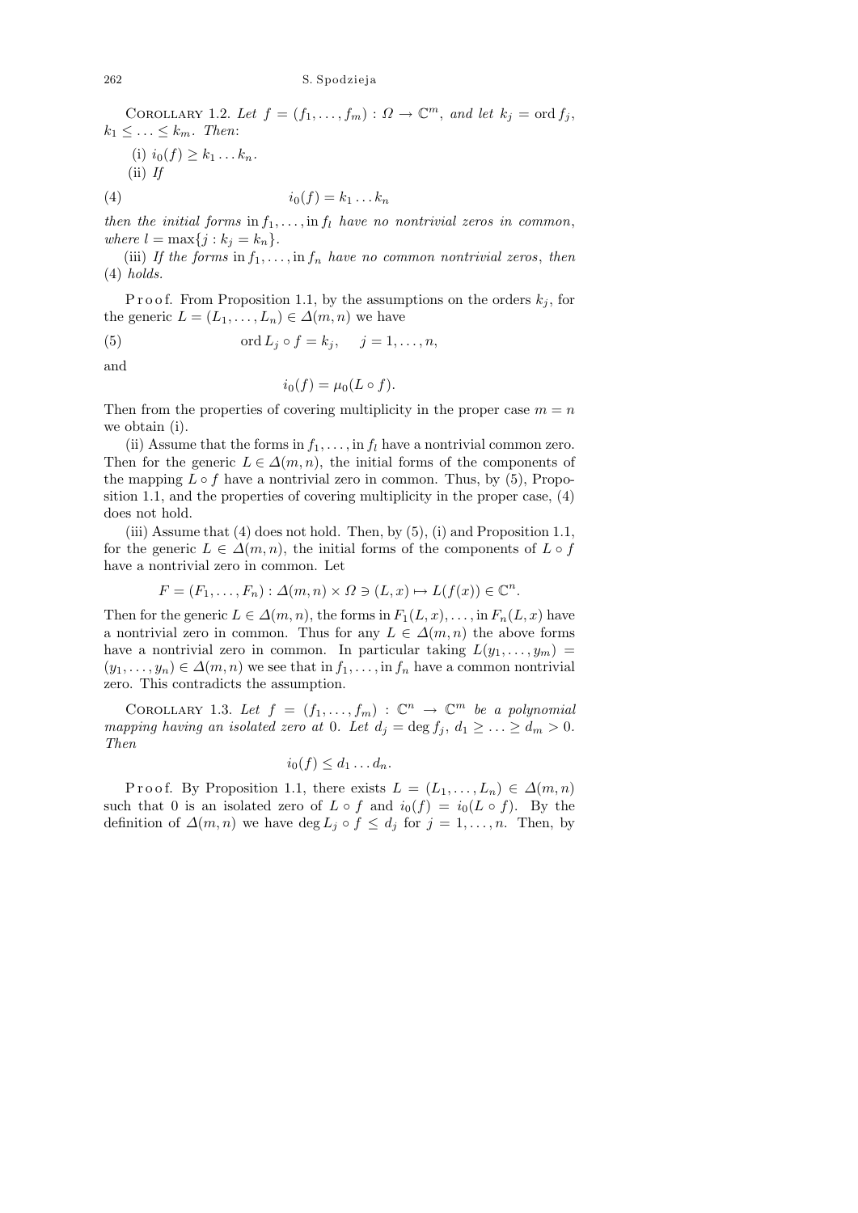COROLLARY 1.2. *Let* $f = (f_1, \ldots, f_m) : \Omega \to \mathbb{C}^m$, *and let* $k_j = \operatorname{ord} f_j$, $k_1 \le \ldots \le k_m$. *Then*:

(i) $i_0(f) \ge k_1 \ldots k_n$.

(ii) *If*

$$i_0(f) = k_1 \ldots k_n \tag{4}$$

*then the initial forms* $\operatorname{in} f_1, \ldots, \operatorname{in} f_l$ *have no nontrivial zeros in common*, *where* $l = \max\{j : k_j = k_n\}$.

(iii) *If the forms* $\operatorname{in} f_1, \ldots, \operatorname{in} f_n$ *have no common nontrivial zeros*, *then* (4) *holds.*

Proof. From Proposition 1.1, by the assumptions on the orders $k_j$, for the generic $L = (L_1, \ldots, L_n) \in \Delta(m, n)$ we have

$$\operatorname{ord} L_j \circ f = k_j, \quad j = 1, \ldots, n, \tag{5}$$

and

$$i_0(f) = \mu_0(L \circ f).$$

Then from the properties of covering multiplicity in the proper case $m = n$ we obtain (i).

(ii) Assume that the forms $\operatorname{in} f_1, \ldots, \operatorname{in} f_l$ have a nontrivial common zero. Then for the generic $L \in \Delta(m, n)$, the initial forms of the components of the mapping $L \circ f$ have a nontrivial zero in common. Thus, by (5), Proposition 1.1, and the properties of covering multiplicity in the proper case, (4) does not hold.

(iii) Assume that (4) does not hold. Then, by (5), (i) and Proposition 1.1, for the generic $L \in \Delta(m, n)$, the initial forms of the components of $L \circ f$ have a nontrivial zero in common. Let

$$F = (F_1, \ldots, F_n) : \Delta(m, n) \times \Omega \ni (L, x) \mapsto L(f(x)) \in \mathbb{C}^n.$$

Then for the generic $L \in \Delta(m, n)$, the forms $\operatorname{in} F_1(L, x), \ldots, \operatorname{in} F_n(L, x)$ have a nontrivial zero in common. Thus for any $L \in \Delta(m, n)$ the above forms have a nontrivial zero in common. In particular taking $L(y_1, \ldots, y_m) = (y_1, \ldots, y_n) \in \Delta(m, n)$ we see that $\operatorname{in} f_1, \ldots, \operatorname{in} f_n$ have a common nontrivial zero. This contradicts the assumption.

COROLLARY 1.3. *Let* $f = (f_1, \ldots, f_m) : \mathbb{C}^n \to \mathbb{C}^m$ *be a polynomial mapping having an isolated zero at* 0. *Let* $d_j = \deg f_j$, $d_1 \ge \ldots \ge d_m > 0$. *Then*

$$i_0(f) \le d_1 \ldots d_n.$$

Proof. By Proposition 1.1, there exists $L = (L_1, \ldots, L_n) \in \Delta(m, n)$ such that 0 is an isolated zero of $L \circ f$ and $i_0(f) = i_0(L \circ f)$. By the definition of $\Delta(m, n)$ we have $\deg L_j \circ f \le d_j$ for $j = 1, \ldots, n$. Then, by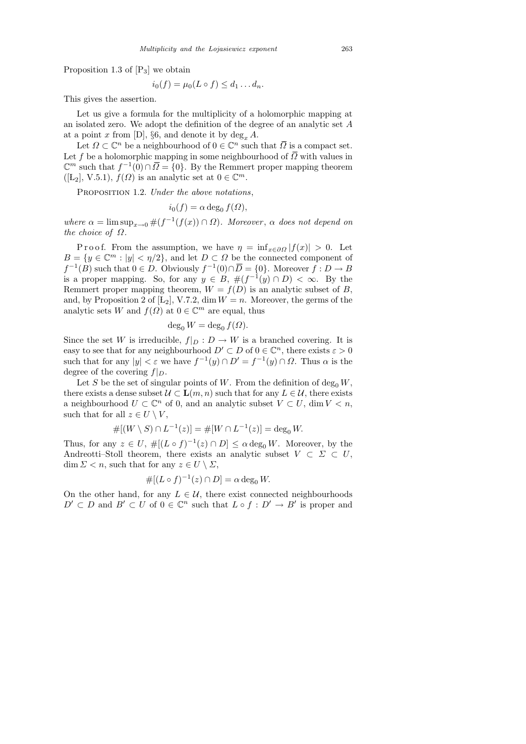Proposition 1.3 of [P$_3$] we obtain

$$i_0(f) = \mu_0(L \circ f) \le d_1 \ldots d_n.$$

This gives the assertion.

Let us give a formula for the multiplicity of a holomorphic mapping at an isolated zero. We adopt the definition of the degree of an analytic set $A$ at a point $x$ from [D], §6, and denote it by $\deg_x A$.

Let $\Omega \subset \mathbb{C}^n$ be a neighbourhood of $0 \in \mathbb{C}^n$ such that $\overline{\Omega}$ is a compact set. Let $f$ be a holomorphic mapping in some neighbourhood of $\overline{\Omega}$ with values in $\mathbb{C}^m$ such that $f^{-1}(0) \cap \overline{\Omega} = \{0\}$. By the Remmert proper mapping theorem ([L$_2$], V.5.1), $f(\Omega)$ is an analytic set at $0 \in \mathbb{C}^m$.

Proposition 1.2. *Under the above notations*,

$$i_0(f) = \alpha \deg_0 f(\Omega),$$

*where* $\alpha = \limsup_{x \to 0} \#(f^{-1}(f(x)) \cap \Omega)$. *Moreover*, $\alpha$ *does not depend on the choice of* $\Omega$.

Proof. From the assumption, we have $\eta = \inf_{x \in \partial\Omega} |f(x)| > 0$. Let $B = \{y \in \mathbb{C}^m : |y| < \eta/2\}$, and let $D \subset \Omega$ be the connected component of $f^{-1}(B)$ such that $0 \in D$. Obviously $f^{-1}(0) \cap \overline{D} = \{0\}$. Moreover $f : D \to B$ is a proper mapping. So, for any $y \in B$, $\#(f^{-1}(y) \cap D) < \infty$. By the Remmert proper mapping theorem, $W = f(D)$ is an analytic subset of $B$, and, by Proposition 2 of [L$_2$], V.7.2, $\dim W = n$. Moreover, the germs of the analytic sets $W$ and $f(\Omega)$ at $0 \in \mathbb{C}^m$ are equal, thus

$$\deg_0 W = \deg_0 f(\Omega).$$

Since the set $W$ is irreducible, $f|_D : D \to W$ is a branched covering. It is easy to see that for any neighbourhood $D' \subset D$ of $0 \in \mathbb{C}^n$, there exists $\varepsilon > 0$ such that for any $|y| < \varepsilon$ we have $f^{-1}(y) \cap D' = f^{-1}(y) \cap \Omega$. Thus $\alpha$ is the degree of the covering $f|_D$.

Let $S$ be the set of singular points of $W$. From the definition of $\deg_0 W$, there exists a dense subset $\mathcal{U} \subset \mathbf{L}(m, n)$ such that for any $L \in \mathcal{U}$, there exists a neighbourhood $U \subset \mathbb{C}^n$ of 0, and an analytic subset $V \subset U$, $\dim V < n$, such that for all $z \in U \setminus V$,

$$\#[(W \setminus S) \cap L^{-1}(z)] = \#[W \cap L^{-1}(z)] = \deg_0 W.$$

Thus, for any $z \in U$, $\#[(L \circ f)^{-1}(z) \cap D] \le \alpha \deg_0 W$. Moreover, by the Andreotti–Stoll theorem, there exists an analytic subset $V \subset \Sigma \subset U$, $\dim \Sigma < n$, such that for any $z \in U \setminus \Sigma$,

$$\#[(L \circ f)^{-1}(z) \cap D] = \alpha \deg_0 W.$$

On the other hand, for any $L \in \mathcal{U}$, there exist connected neighbourhoods $D' \subset D$ and $B' \subset U$ of $0 \in \mathbb{C}^n$ such that $L \circ f : D' \to B'$ is proper and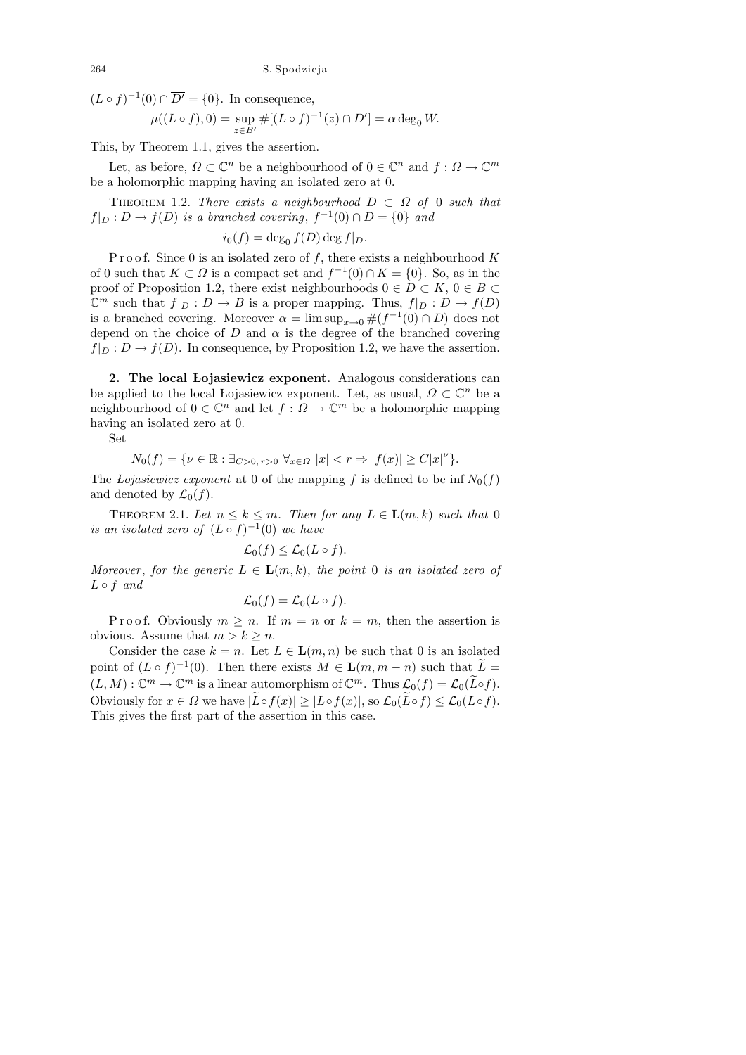$(L \circ f)^{-1}(0) \cap \overline{D'} = \{0\}$. In consequence,

$$\mu((L \circ f), 0) = \sup_{z \in B'} \#[(L \circ f)^{-1}(z) \cap D'] = \alpha \deg_0 W.$$

This, by Theorem 1.1, gives the assertion.

Let, as before, $\Omega \subset \mathbb{C}^n$ be a neighbourhood of $0 \in \mathbb{C}^n$ and $f : \Omega \to \mathbb{C}^m$ be a holomorphic mapping having an isolated zero at 0.

Theorem 1.2. *There exists a neighbourhood $D \subset \Omega$ of 0 such that $f|_D : D \to f(D)$ is a branched covering, $f^{-1}(0) \cap D = \{0\}$ and*

$$i_0(f) = \deg_0 f(D) \deg f|_D.$$

Proof. Since 0 is an isolated zero of $f$, there exists a neighbourhood $K$ of 0 such that $\overline{K} \subset \Omega$ is a compact set and $f^{-1}(0) \cap \overline{K} = \{0\}$. So, as in the proof of Proposition 1.2, there exist neighbourhoods $0 \in D \subset K$, $0 \in B \subset \mathbb{C}^m$ such that $f|_D : D \to B$ is a proper mapping. Thus, $f|_D : D \to f(D)$ is a branched covering. Moreover $\alpha = \limsup_{x \to 0} \#(f^{-1}(0) \cap D)$ does not depend on the choice of $D$ and $\alpha$ is the degree of the branched covering $f|_D : D \to f(D)$. In consequence, by Proposition 1.2, we have the assertion.

## 2. The local Łojasiewicz exponent.

Analogous considerations can be applied to the local Łojasiewicz exponent. Let, as usual, $\Omega \subset \mathbb{C}^n$ be a neighbourhood of $0 \in \mathbb{C}^n$ and let $f : \Omega \to \mathbb{C}^m$ be a holomorphic mapping having an isolated zero at 0.

Set

$$N_0(f) = \{\nu \in \mathbb{R} : \exists_{C>0,\, r>0}\ \forall_{x \in \Omega}\ |x| < r \Rightarrow |f(x)| \geq C|x|^\nu\}.$$

The *Łojasiewicz exponent* at 0 of the mapping $f$ is defined to be $\inf N_0(f)$ and denoted by $\mathcal{L}_0(f)$.

Theorem 2.1. *Let $n \leq k \leq m$. Then for any $L \in \mathbf{L}(m,k)$ such that 0 is an isolated zero of $(L \circ f)^{-1}(0)$ we have*

$$\mathcal{L}_0(f) \leq \mathcal{L}_0(L \circ f).$$

*Moreover, for the generic $L \in \mathbf{L}(m,k)$, the point 0 is an isolated zero of $L \circ f$ and*

$$\mathcal{L}_0(f) = \mathcal{L}_0(L \circ f).$$

Proof. Obviously $m \geq n$. If $m = n$ or $k = m$, then the assertion is obvious. Assume that $m > k \geq n$.

Consider the case $k = n$. Let $L \in \mathbf{L}(m,n)$ be such that 0 is an isolated point of $(L \circ f)^{-1}(0)$. Then there exists $M \in \mathbf{L}(m, m-n)$ such that $\widetilde{L} = (L, M) : \mathbb{C}^m \to \mathbb{C}^m$ is a linear automorphism of $\mathbb{C}^m$. Thus $\mathcal{L}_0(f) = \mathcal{L}_0(\widetilde{L} \circ f)$. Obviously for $x \in \Omega$ we have $|\widetilde{L} \circ f(x)| \geq |L \circ f(x)|$, so $\mathcal{L}_0(\widetilde{L} \circ f) \leq \mathcal{L}_0(L \circ f)$. This gives the first part of the assertion in this case.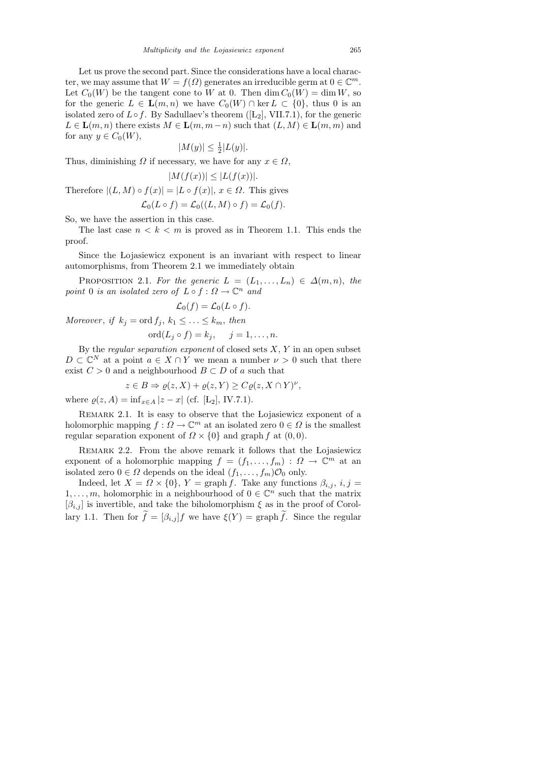Let us prove the second part. Since the considerations have a local character, we may assume that $W = f(\Omega)$ generates an irreducible germ at $0 \in \mathbb{C}^m$. Let $C_0(W)$ be the tangent cone to $W$ at 0. Then $\dim C_0(W) = \dim W$, so for the generic $L \in \mathbf{L}(m,n)$ we have $C_0(W) \cap \ker L \subset \{0\}$, thus 0 is an isolated zero of $L \circ f$. By Sadullaev's theorem ([Ł$_2$], VII.7.1), for the generic $L \in \mathbf{L}(m,n)$ there exists $M \in \mathbf{L}(m, m-n)$ such that $(L, M) \in \mathbf{L}(m,m)$ and for any $y \in C_0(W)$,

$$|M(y)| \leq \tfrac{1}{2}|L(y)|.$$

Thus, diminishing $\Omega$ if necessary, we have for any $x \in \Omega$,

$$|M(f(x))| \leq |L(f(x))|.$$

Therefore $|(L, M) \circ f(x)| = |L \circ f(x)|$, $x \in \Omega$. This gives

$$\mathcal{L}_0(L \circ f) = \mathcal{L}_0((L, M) \circ f) = \mathcal{L}_0(f).$$

So, we have the assertion in this case.

The last case $n < k < m$ is proved as in Theorem 1.1. This ends the proof.

Since the Łojasiewicz exponent is an invariant with respect to linear automorphisms, from Theorem 2.1 we immediately obtain

Proposition 2.1. *For the generic* $L = (L_1, \ldots, L_n) \in \Delta(m,n)$, *the point* 0 *is an isolated zero of* $L \circ f : \Omega \to \mathbb{C}^n$ *and*

$$\mathcal{L}_0(f) = \mathcal{L}_0(L \circ f).$$

*Moreover*, *if* $k_j = \operatorname{ord} f_j$, $k_1 \leq \ldots \leq k_m$, *then*

$$\operatorname{ord}(L_j \circ f) = k_j, \quad j = 1, \ldots, n.$$

By the *regular separation exponent* of closed sets $X$, $Y$ in an open subset $D \subset \mathbb{C}^N$ at a point $a \in X \cap Y$ we mean a number $\nu > 0$ such that there exist $C > 0$ and a neighbourhood $B \subset D$ of $a$ such that

$$z \in B \Rightarrow \varrho(z, X) + \varrho(z, Y) \geq C\varrho(z, X \cap Y)^\nu,$$

where $\varrho(z, A) = \inf_{x \in A} |z - x|$ (cf. [Ł$_2$], IV.7.1).

Remark 2.1. It is easy to observe that the Łojasiewicz exponent of a holomorphic mapping $f : \Omega \to \mathbb{C}^m$ at an isolated zero $0 \in \Omega$ is the smallest regular separation exponent of $\Omega \times \{0\}$ and graph $f$ at $(0, 0)$.

Remark 2.2. From the above remark it follows that the Łojasiewicz exponent of a holomorphic mapping $f = (f_1, \ldots, f_m) : \Omega \to \mathbb{C}^m$ at an isolated zero $0 \in \Omega$ depends on the ideal $(f_1, \ldots, f_m)\mathcal{O}_0$ only.

Indeed, let $X = \Omega \times \{0\}$, $Y = \operatorname{graph} f$. Take any functions $\beta_{i,j}$, $i, j = 1, \ldots, m$, holomorphic in a neighbourhood of $0 \in \mathbb{C}^n$ such that the matrix $[\beta_{i,j}]$ is invertible, and take the biholomorphism $\xi$ as in the proof of Corollary 1.1. Then for $\widetilde{f} = [\beta_{i,j}]f$ we have $\xi(Y) = \operatorname{graph} \widetilde{f}$. Since the regular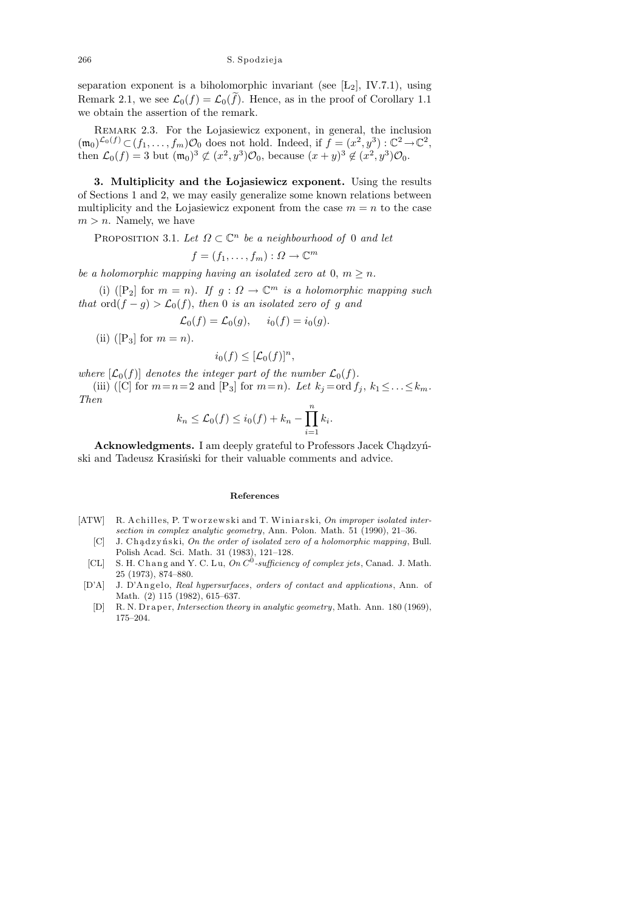separation exponent is a biholomorphic invariant (see [Ł$_2$], IV.7.1), using Remark 2.1, we see $\mathcal{L}_0(f) = \mathcal{L}_0(\widetilde{f})$. Hence, as in the proof of Corollary 1.1 we obtain the assertion of the remark.

Remark 2.3. For the Łojasiewicz exponent, in general, the inclusion $(\mathfrak{m}_0)^{\mathcal{L}_0(f)} \subset (f_1, \ldots, f_m)\mathcal{O}_0$ does not hold. Indeed, if $f = (x^2, y^3) : \mathbb{C}^2 \to \mathbb{C}^2$, then $\mathcal{L}_0(f) = 3$ but $(\mathfrak{m}_0)^3 \not\subset (x^2, y^3)\mathcal{O}_0$, because $(x+y)^3 \notin (x^2, y^3)\mathcal{O}_0$.

**3. Multiplicity and the Łojasiewicz exponent.** Using the results of Sections 1 and 2, we may easily generalize some known relations between multiplicity and the Łojasiewicz exponent from the case $m = n$ to the case $m > n$. Namely, we have

Proposition 3.1. *Let $\Omega \subset \mathbb{C}^n$ be a neighbourhood of* 0 *and let*

$$f = (f_1, \ldots, f_m) : \Omega \to \mathbb{C}^m$$

*be a holomorphic mapping having an isolated zero at* 0, $m \geq n$.

(i) ([P$_2$] for $m = n$). *If $g : \Omega \to \mathbb{C}^m$ is a holomorphic mapping such that* $\operatorname{ord}(f - g) > \mathcal{L}_0(f)$, *then* 0 *is an isolated zero of $g$ and*

$$\mathcal{L}_0(f) = \mathcal{L}_0(g), \qquad i_0(f) = i_0(g).$$

(ii) ([P$_3$] for $m = n$).

$$i_0(f) \leq [\mathcal{L}_0(f)]^n,$$

*where $[\mathcal{L}_0(f)]$ denotes the integer part of the number $\mathcal{L}_0(f)$.*

(iii) ([C] for $m=n=2$ and [P$_3$] for $m=n$). *Let $k_j = \operatorname{ord} f_j$, $k_1 \leq \ldots \leq k_m$. Then*

$$k_n \leq \mathcal{L}_0(f) \leq i_0(f) + k_n - \prod_{i=1}^{n} k_i.$$

**Acknowledgments.** I am deeply grateful to Professors Jacek Chądzyński and Tadeusz Krasiński for their valuable comments and advice.

## References

[ATW] R. Achilles, P. Tworzewski and T. Winiarski, *On improper isolated intersection in complex analytic geometry*, Ann. Polon. Math. 51 (1990), 21–36.

[C] J. Chądzyński, *On the order of isolated zero of a holomorphic mapping*, Bull. Polish Acad. Sci. Math. 31 (1983), 121–128.

[CL] S. H. Chang and Y. C. Lu, *On $C^0$-sufficiency of complex jets*, Canad. J. Math. 25 (1973), 874–880.

[D'A] J. D'Angelo, *Real hypersurfaces, orders of contact and applications*, Ann. of Math. (2) 115 (1982), 615–637.

[D] R. N. Draper, *Intersection theory in analytic geometry*, Math. Ann. 180 (1969), 175–204.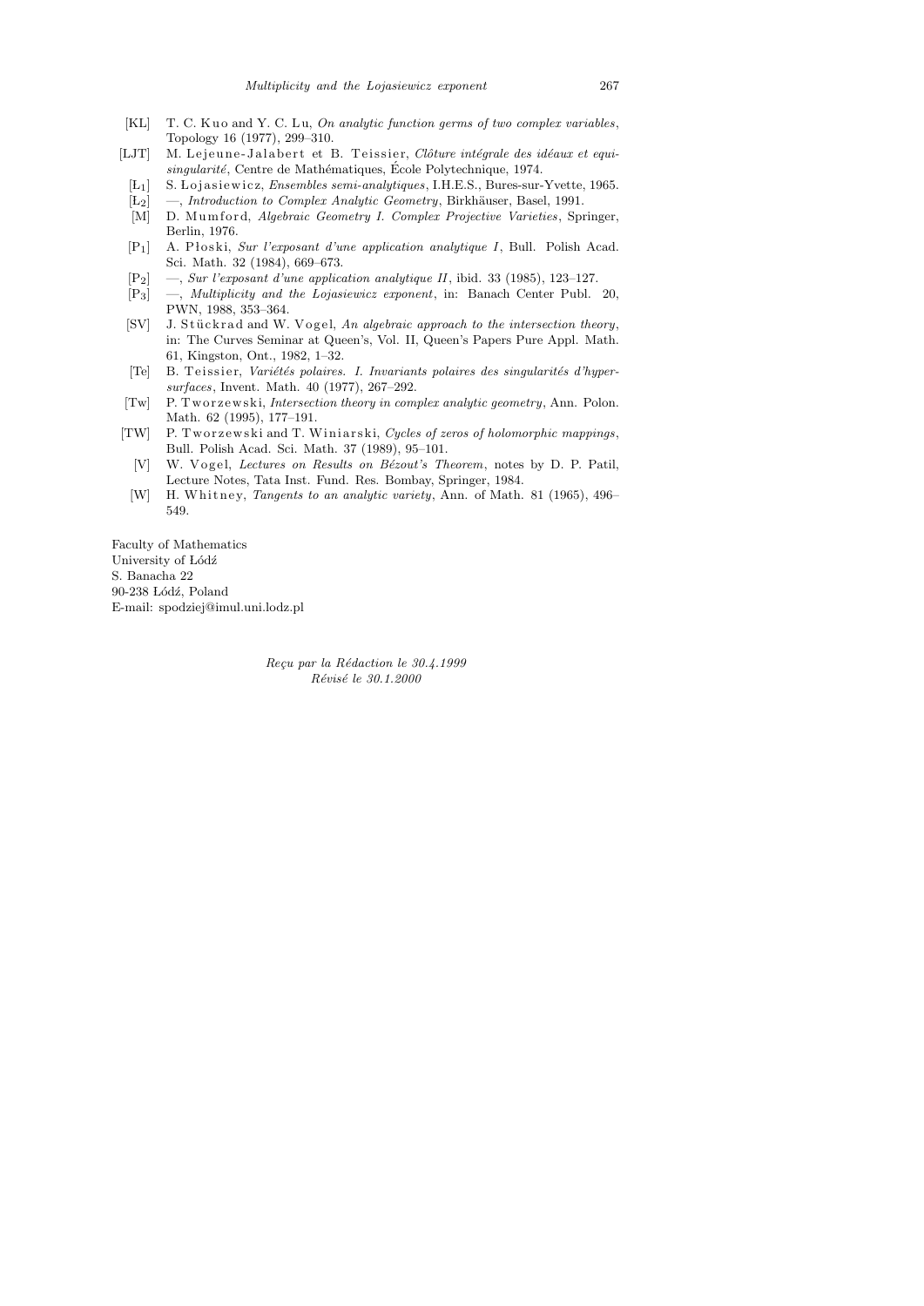- [KL] T. C. Kuo and Y. C. Lu, *On analytic function germs of two complex variables*, Topology 16 (1977), 299–310.
- [LJT] M. Lejeune-Jalabert et B. Teissier, *Clôture intégrale des idéaux et equisingularité*, Centre de Mathématiques, École Polytechnique, 1974.
- [$L_1$] S. Łojasiewicz, *Ensembles semi-analytiques*, I.H.E.S., Bures-sur-Yvette, 1965.
- [$L_2$] —, *Introduction to Complex Analytic Geometry*, Birkhäuser, Basel, 1991.
- [M] D. Mumford, *Algebraic Geometry I. Complex Projective Varieties*, Springer, Berlin, 1976.
- [$P_1$] A. Płoski, *Sur l'exposant d'une application analytique I*, Bull. Polish Acad. Sci. Math. 32 (1984), 669–673.
- [$P_2$] —, *Sur l'exposant d'une application analytique II*, ibid. 33 (1985), 123–127.
- [$P_3$] —, *Multiplicity and the Łojasiewicz exponent*, in: Banach Center Publ. 20, PWN, 1988, 353–364.
- [SV] J. Stückrad and W. Vogel, *An algebraic approach to the intersection theory*, in: The Curves Seminar at Queen's, Vol. II, Queen's Papers Pure Appl. Math. 61, Kingston, Ont., 1982, 1–32.
- [Te] B. Teissier, *Variétés polaires. I. Invariants polaires des singularités d'hypersurfaces*, Invent. Math. 40 (1977), 267–292.
- [Tw] P. Tworzewski, *Intersection theory in complex analytic geometry*, Ann. Polon. Math. 62 (1995), 177–191.
- [TW] P. Tworzewski and T. Winiarski, *Cycles of zeros of holomorphic mappings*, Bull. Polish Acad. Sci. Math. 37 (1989), 95–101.
- [V] W. Vogel, *Lectures on Results on Bézout's Theorem*, notes by D. P. Patil, Lecture Notes, Tata Inst. Fund. Res. Bombay, Springer, 1984.
- [W] H. Whitney, *Tangents to an analytic variety*, Ann. of Math. 81 (1965), 496–549.

Faculty of Mathematics
University of Łódź
S. Banacha 22
90-238 Łódź, Poland
E-mail: spodziej@imul.uni.lodz.pl

*Reçu par la Rédaction le 30.4.1999*
*Révisé le 30.1.2000*